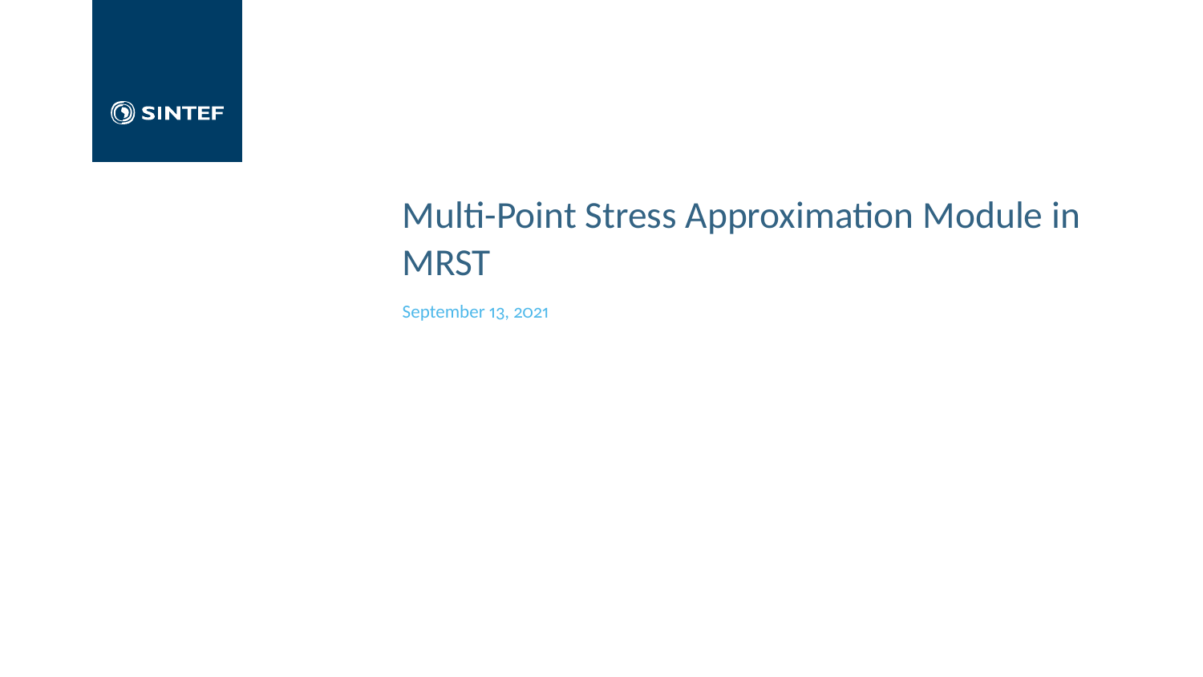SINTEF

# Multi-Point Stress Approximation Module in MRST

September 13, 2021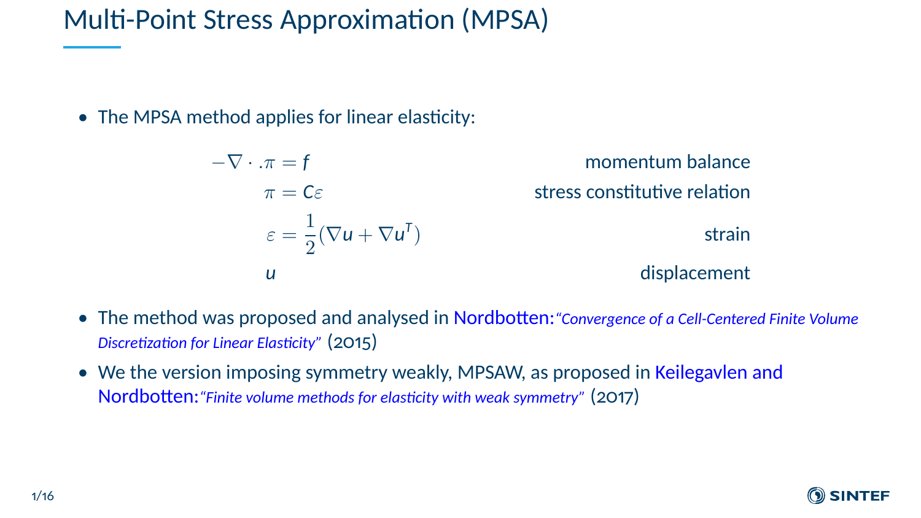# Multi-Point Stress Approximation (MPSA)

- The MPSA method applies for linear elasticity:

$$
\begin{aligned}
-\nabla \cdot .\pi &= f && \text{momentum balance} \\
\pi &= C\varepsilon && \text{stress constitutive relation} \\
\varepsilon &= \frac{1}{2}(\nabla u + \nabla u^T) && \text{strain} \\
u & && \text{displacement}
\end{aligned}
$$

- The method was proposed and analysed in Nordbotten: *"Convergence of a Cell-Centered Finite Volume Discretization for Linear Elasticity"* (2015)
- We the version imposing symmetry weakly, MPSAW, as proposed in Keilegavlen and Nordbotten: *"Finite volume methods for elasticity with weak symmetry"* (2017)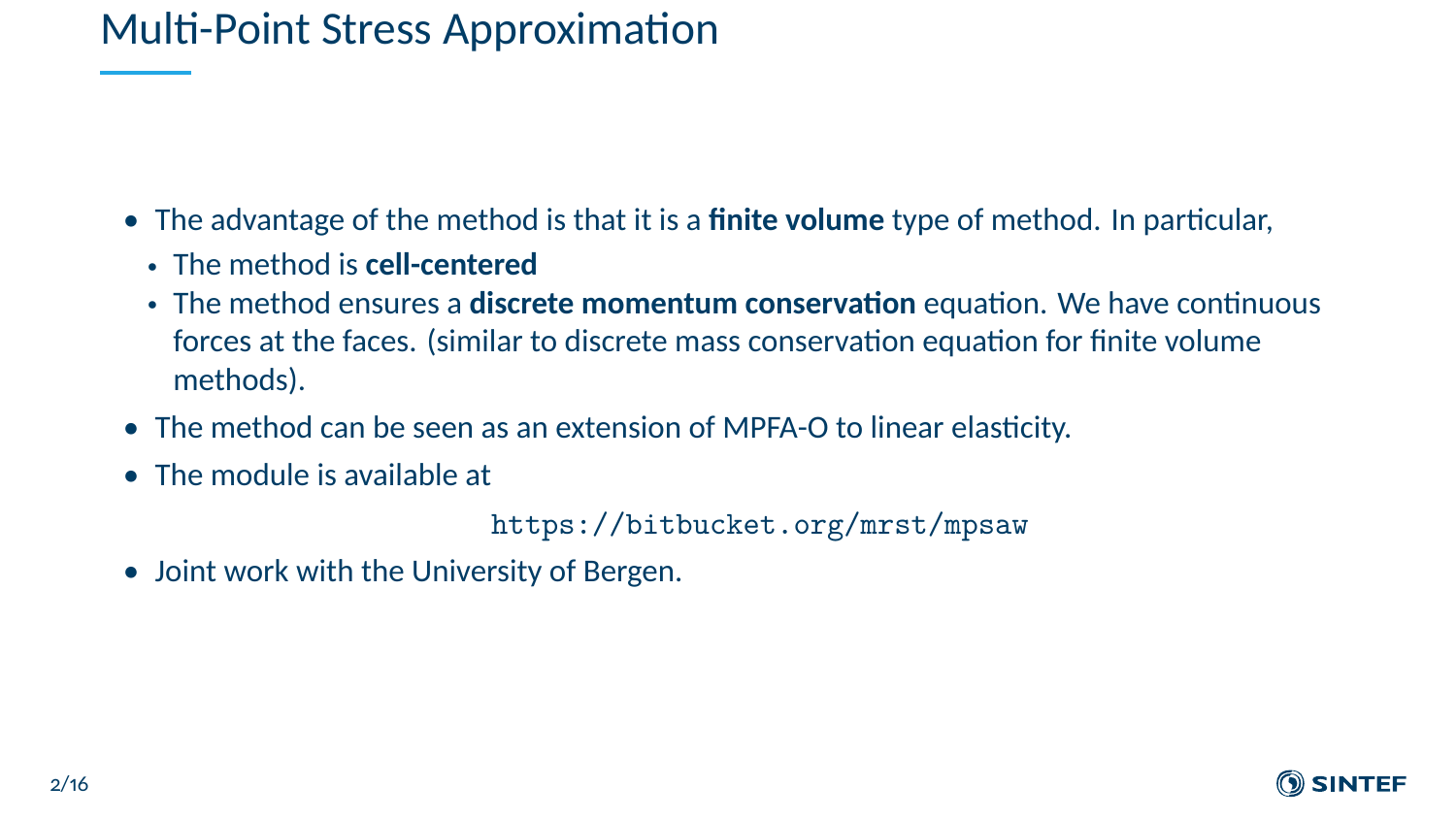# Multi-Point Stress Approximation

- The advantage of the method is that it is a **finite volume** type of method. In particular,
  - The method is **cell-centered**
  - The method ensures a **discrete momentum conservation** equation. We have continuous forces at the faces. (similar to discrete mass conservation equation for finite volume methods).
- The method can be seen as an extension of MPFA-O to linear elasticity.
- The module is available at

  `https://bitbucket.org/mrst/mpsaw`

- Joint work with the University of Bergen.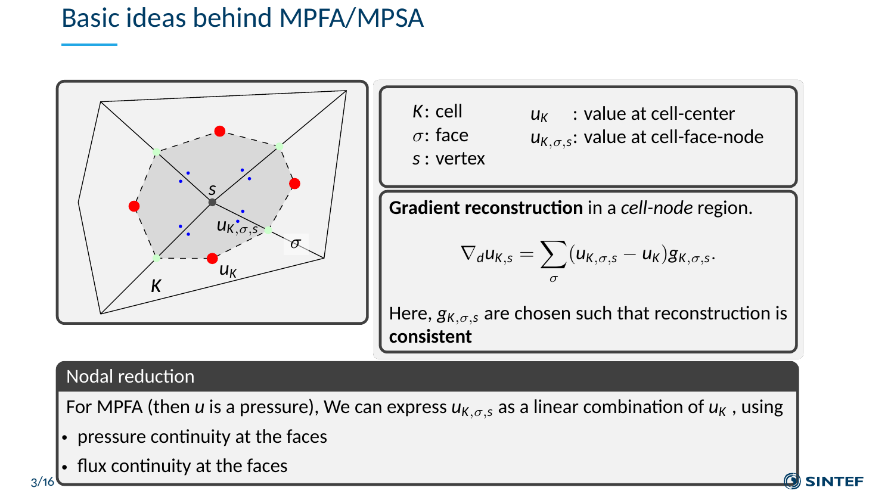# Basic ideas behind MPFA/MPSA

$K$: cell
$\sigma$: face
$s$ : vertex

$u_K$ : value at cell-center
$u_{K,\sigma,s}$: value at cell-face-node

**Gradient reconstruction** in a *cell-node* region.

$$\nabla_d u_{K,s} = \sum_{\sigma} (u_{K,\sigma,s} - u_K) g_{K,\sigma,s}.$$

Here, $g_{K,\sigma,s}$ are chosen such that reconstruction is **consistent**

## Nodal reduction

For MPFA (then $u$ is a pressure), We can express $u_{K,\sigma,s}$ as a linear combination of $u_K$ , using

- pressure continuity at the faces
- flux continuity at the faces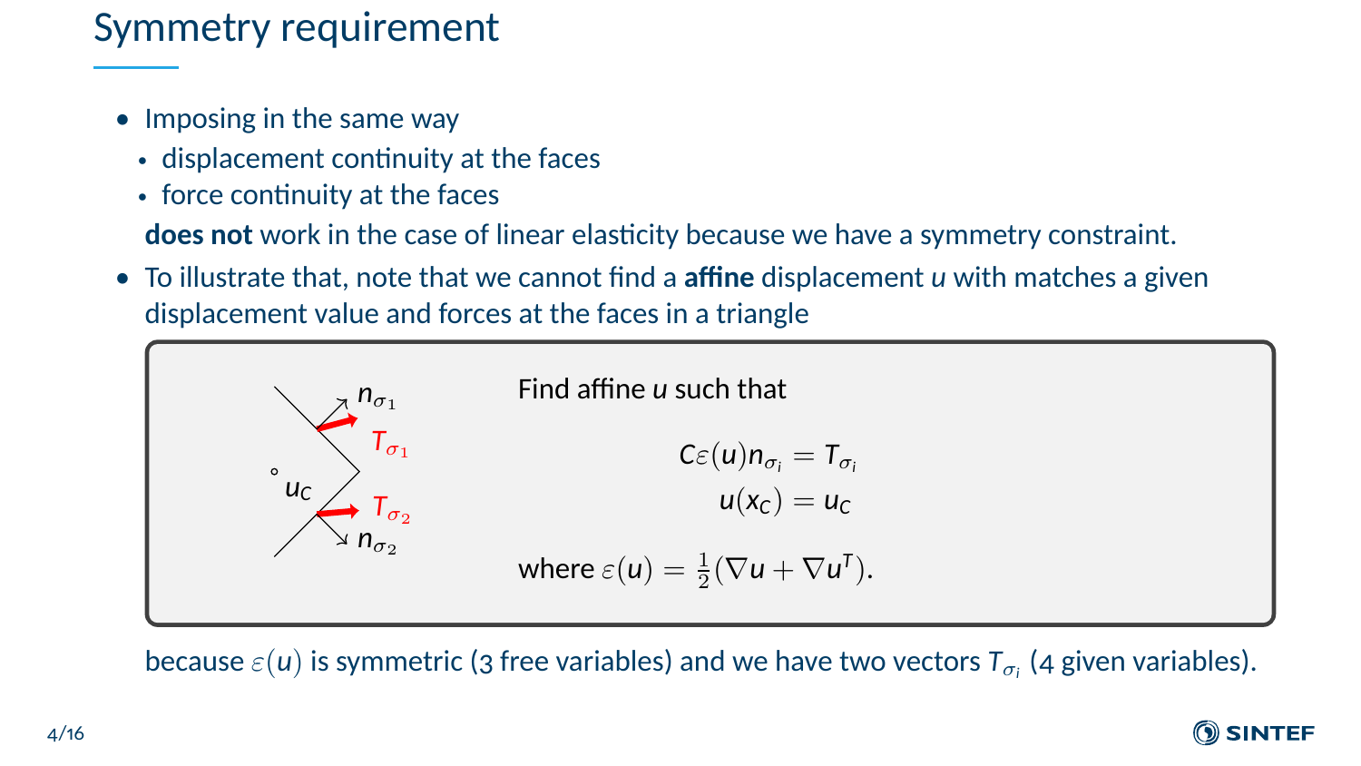# Symmetry requirement

- Imposing in the same way
  - displacement continuity at the faces
  - force continuity at the faces

  **does not** work in the case of linear elasticity because we have a symmetry constraint.
- To illustrate that, note that we cannot find a **affine** displacement $u$ with matches a given displacement value and forces at the faces in a triangle

$n_{\sigma_1}$, $T_{\sigma_1}$, $u_C$, $T_{\sigma_2}$, $n_{\sigma_2}$

Find affine $u$ such that

$$C\varepsilon(u)n_{\sigma_i} = T_{\sigma_i}$$
$$u(x_C) = u_C$$

where $\varepsilon(u) = \frac{1}{2}(\nabla u + \nabla u^T)$.

because $\varepsilon(u)$ is symmetric (3 free variables) and we have two vectors $T_{\sigma_i}$ (4 given variables).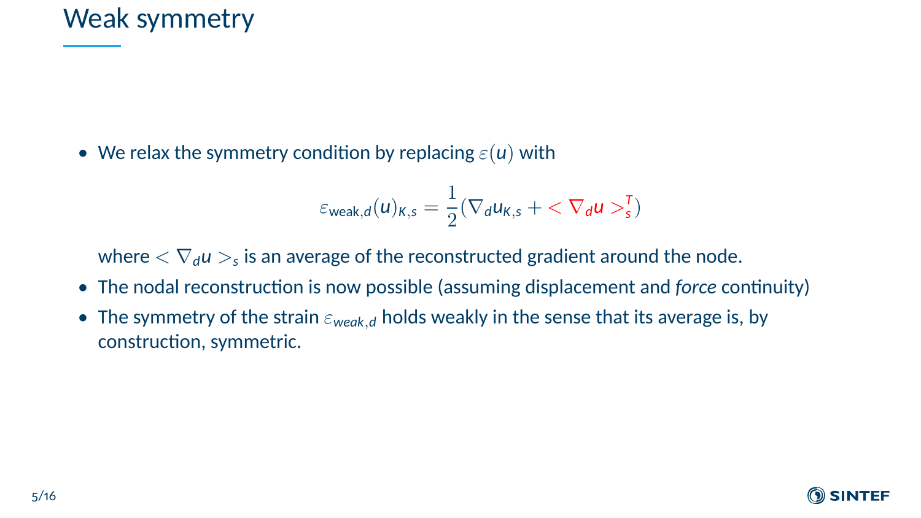# Weak symmetry

- We relax the symmetry condition by replacing $\varepsilon(u)$ with

$$\varepsilon_{\text{weak},d}(u)_{K,s} = \frac{1}{2}(\nabla_d u_{K,s} + < \nabla_d u >_s^T)$$

  where $< \nabla_d u >_s$ is an average of the reconstructed gradient around the node.
- The nodal reconstruction is now possible (assuming displacement and *force* continuity)
- The symmetry of the strain $\varepsilon_{weak,d}$ holds weakly in the sense that its average is, by construction, symmetric.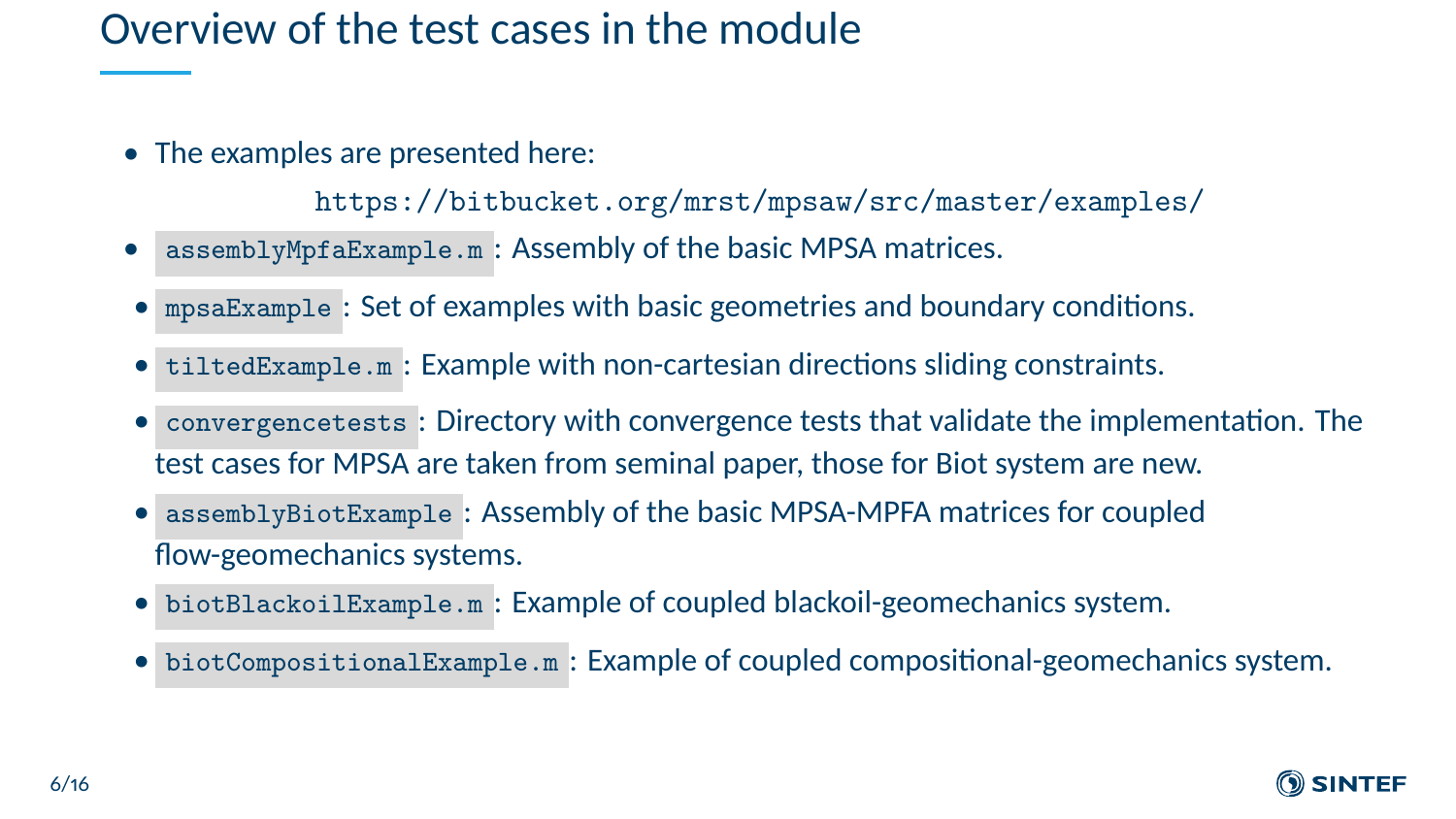# Overview of the test cases in the module

- The examples are presented here:

  `https://bitbucket.org/mrst/mpsaw/src/master/examples/`

- `assemblyMpfaExample.m` : Assembly of the basic MPSA matrices.
- `mpsaExample` : Set of examples with basic geometries and boundary conditions.
- `tiltedExample.m` : Example with non-cartesian directions sliding constraints.
- `convergencetests` : Directory with convergence tests that validate the implementation. The test cases for MPSA are taken from seminal paper, those for Biot system are new.
- `assemblyBiotExample` : Assembly of the basic MPSA-MPFA matrices for coupled flow-geomechanics systems.
- `biotBlackoilExample.m` : Example of coupled blackoil-geomechanics system.
- `biotCompositionalExample.m` : Example of coupled compositional-geomechanics system.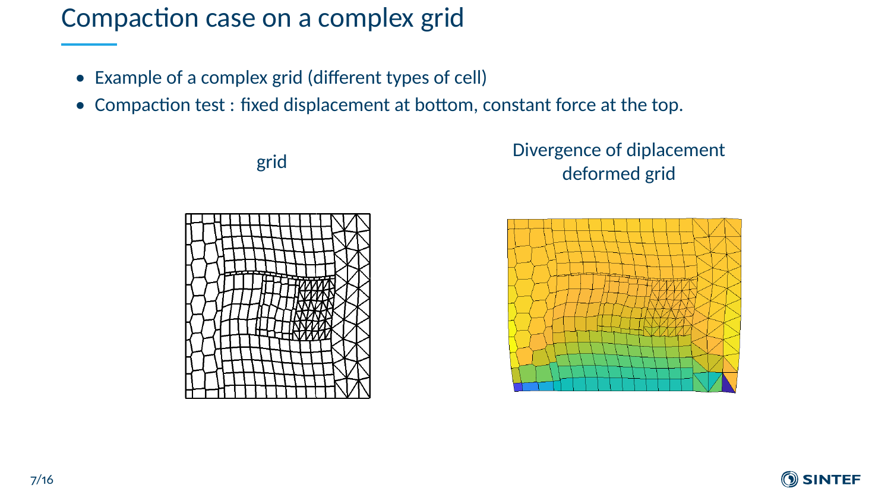# Compaction case on a complex grid

- Example of a complex grid (different types of cell)
- Compaction test : fixed displacement at bottom, constant force at the top.

grid

Divergence of diplacement
deformed grid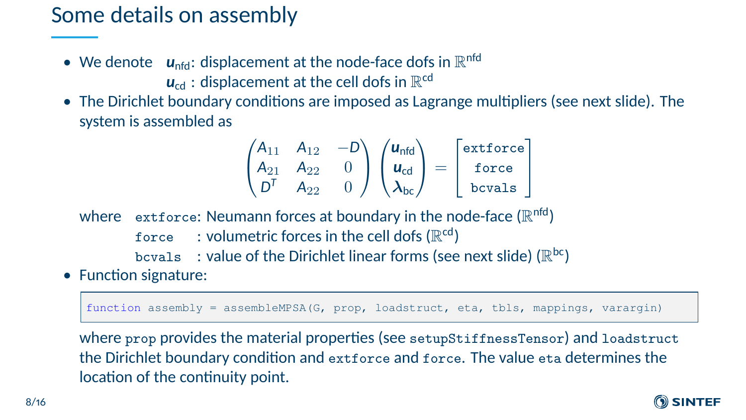# Some details on assembly

- We denote $\boldsymbol{u}_{\text{nfd}}$: displacement at the node-face dofs in $\mathbb{R}^{\text{nfd}}$
  $\boldsymbol{u}_{\text{cd}}$ : displacement at the cell dofs in $\mathbb{R}^{\text{cd}}$
- The Dirichlet boundary conditions are imposed as Lagrange multipliers (see next slide). The system is assembled as

$$
\begin{pmatrix} A_{11} & A_{12} & -D \\ A_{21} & A_{22} & 0 \\ D^T & A_{22} & 0 \end{pmatrix} \begin{pmatrix} \boldsymbol{u}_{\text{nfd}} \\ \boldsymbol{u}_{\text{cd}} \\ \boldsymbol{\lambda}_{\text{bc}} \end{pmatrix} = \begin{bmatrix} \texttt{extforce} \\ \texttt{force} \\ \texttt{bcvals} \end{bmatrix}
$$

  where `extforce`: Neumann forces at boundary in the node-face ($\mathbb{R}^{\text{nfd}}$)
  `force` : volumetric forces in the cell dofs ($\mathbb{R}^{\text{cd}}$)
  `bcvals` : value of the Dirichlet linear forms (see next slide) ($\mathbb{R}^{\text{bc}}$)
- Function signature:

```
function assembly = assembleMPSA(G, prop, loadstruct, eta, tbls, mappings, varargin)
```

  where `prop` provides the material properties (see `setupStiffnessTensor`) and `loadstruct` the Dirichlet boundary condition and `extforce` and `force`. The value `eta` determines the location of the continuity point.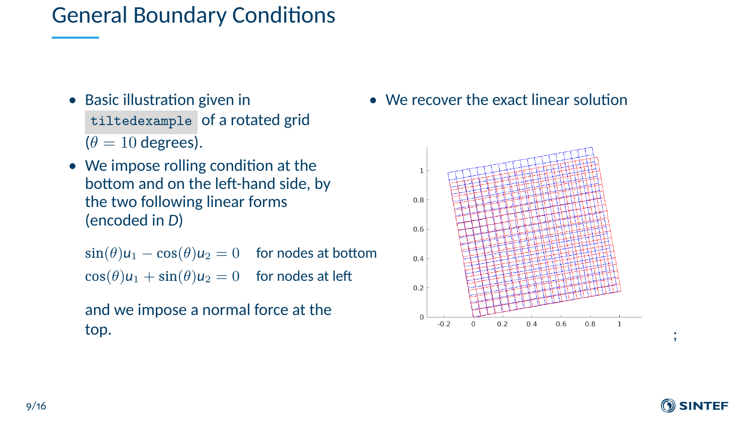# General Boundary Conditions

- Basic illustration given in `tiltedexample` of a rotated grid ($\theta = 10$ degrees).
- We impose rolling condition at the bottom and on the left-hand side, by the two following linear forms (encoded in $D$)

$$\sin(\theta)u_1 - \cos(\theta)u_2 = 0 \quad \text{for nodes at bottom}$$
$$\cos(\theta)u_1 + \sin(\theta)u_2 = 0 \quad \text{for nodes at left}$$

  and we impose a normal force at the top.

- We recover the exact linear solution

;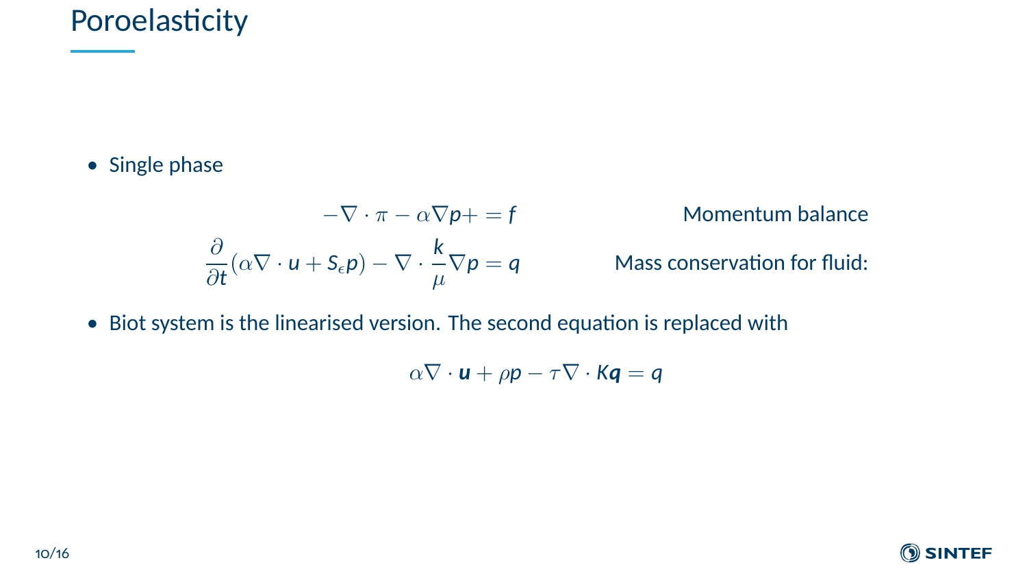# Poroelasticity

- Single phase

$$-\nabla \cdot \pi - \alpha \nabla p + = f \qquad \text{Momentum balance}$$

$$\frac{\partial}{\partial t}(\alpha \nabla \cdot u + S_\epsilon p) - \nabla \cdot \frac{k}{\mu} \nabla p = q \qquad \text{Mass conservation for fluid:}$$

- Biot system is the linearised version. The second equation is replaced with

$$\alpha \nabla \cdot \boldsymbol{u} + \rho p - \tau \nabla \cdot K \boldsymbol{q} = q$$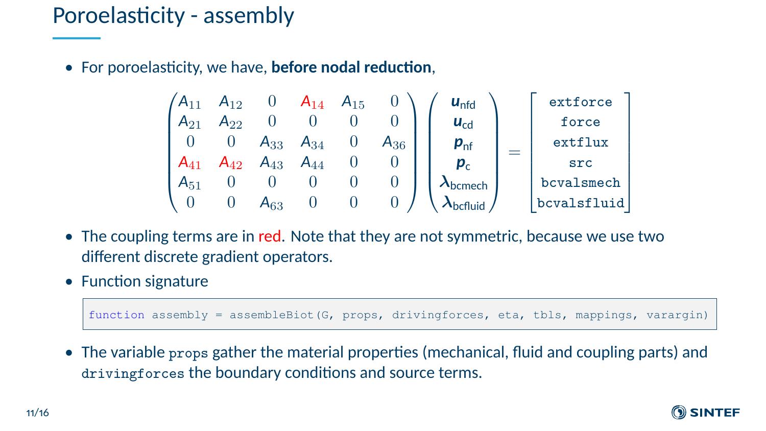# Poroelasticity - assembly

- For poroelasticity, we have, **before nodal reduction**,

$$
\begin{pmatrix}
A_{11} & A_{12} & 0 & \color{red}{A_{14}} & A_{15} & 0 \\
A_{21} & A_{22} & 0 & 0 & 0 & 0 \\
0 & 0 & A_{33} & A_{34} & 0 & A_{36} \\
\color{red}{A_{41}} & \color{red}{A_{42}} & A_{43} & A_{44} & 0 & 0 \\
A_{51} & 0 & 0 & 0 & 0 & 0 \\
0 & 0 & A_{63} & 0 & 0 & 0
\end{pmatrix}
\begin{pmatrix}
\boldsymbol{u}_{\text{nfd}} \\
\boldsymbol{u}_{\text{cd}} \\
\boldsymbol{p}_{\text{nf}} \\
\boldsymbol{p}_{\text{c}} \\
\boldsymbol{\lambda}_{\text{bcmech}} \\
\boldsymbol{\lambda}_{\text{bcfluid}}
\end{pmatrix}
=
\begin{bmatrix}
\texttt{extforce} \\
\texttt{force} \\
\texttt{extflux} \\
\texttt{src} \\
\texttt{bcvalsmech} \\
\texttt{bcvalsfluid}
\end{bmatrix}
$$

- The coupling terms are in red. Note that they are not symmetric, because we use two different discrete gradient operators.
- Function signature

```
function assembly = assembleBiot(G, props, drivingforces, eta, tbls, mappings, varargin)
```

- The variable `props` gather the material properties (mechanical, fluid and coupling parts) and `drivingforces` the boundary conditions and source terms.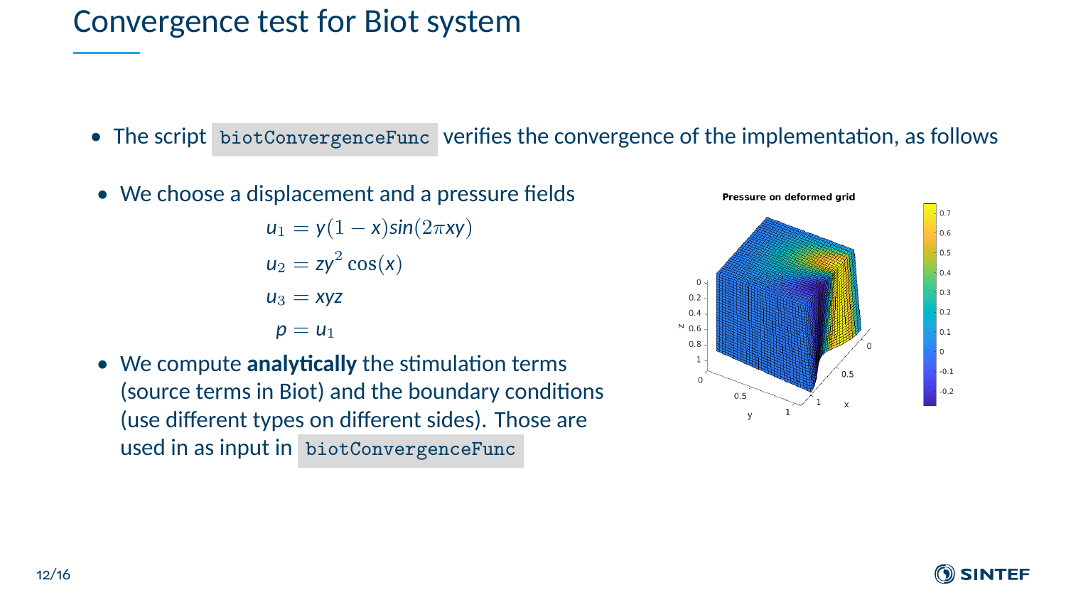# Convergence test for Biot system

- The script `biotConvergenceFunc` verifies the convergence of the implementation, as follows
- We choose a displacement and a pressure fields

$$
\begin{aligned}
u_1 &= y(1-x)sin(2\pi xy) \\
u_2 &= zy^2\cos(x) \\
u_3 &= xyz \\
p &= u_1
\end{aligned}
$$

- We compute **analytically** the stimulation terms (source terms in Biot) and the boundary conditions (use different types on different sides). Those are used in as input in `biotConvergenceFunc`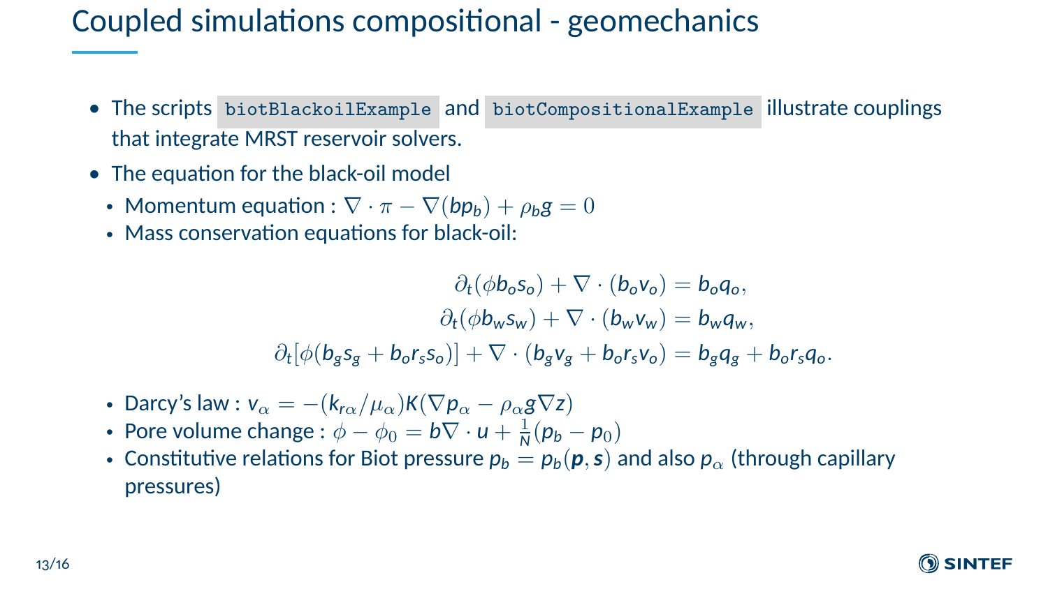# Coupled simulations compositional - geomechanics

- The scripts `biotBlackoilExample` and `biotCompositionalExample` illustrate couplings that integrate MRST reservoir solvers.
- The equation for the black-oil model
  - Momentum equation : $\nabla \cdot \pi - \nabla(bp_b) + \rho_b g = 0$
  - Mass conservation equations for black-oil:

$$
\begin{aligned}
\partial_t(\phi b_o s_o) + \nabla \cdot (b_o v_o) &= b_o q_o, \\
\partial_t(\phi b_w s_w) + \nabla \cdot (b_w v_w) &= b_w q_w, \\
\partial_t[\phi(b_g s_g + b_o r_s s_o)] + \nabla \cdot (b_g v_g + b_o r_s v_o) &= b_g q_g + b_o r_s q_o.
\end{aligned}
$$

  - Darcy's law : $v_\alpha = -(k_{r\alpha}/\mu_\alpha)K(\nabla p_\alpha - \rho_\alpha g \nabla z)$
  - Pore volume change : $\phi - \phi_0 = b\nabla \cdot u + \frac{1}{N}(p_b - p_0)$
  - Constitutive relations for Biot pressure $p_b = p_b(\boldsymbol{p}, \boldsymbol{s})$ and also $p_\alpha$ (through capillary pressures)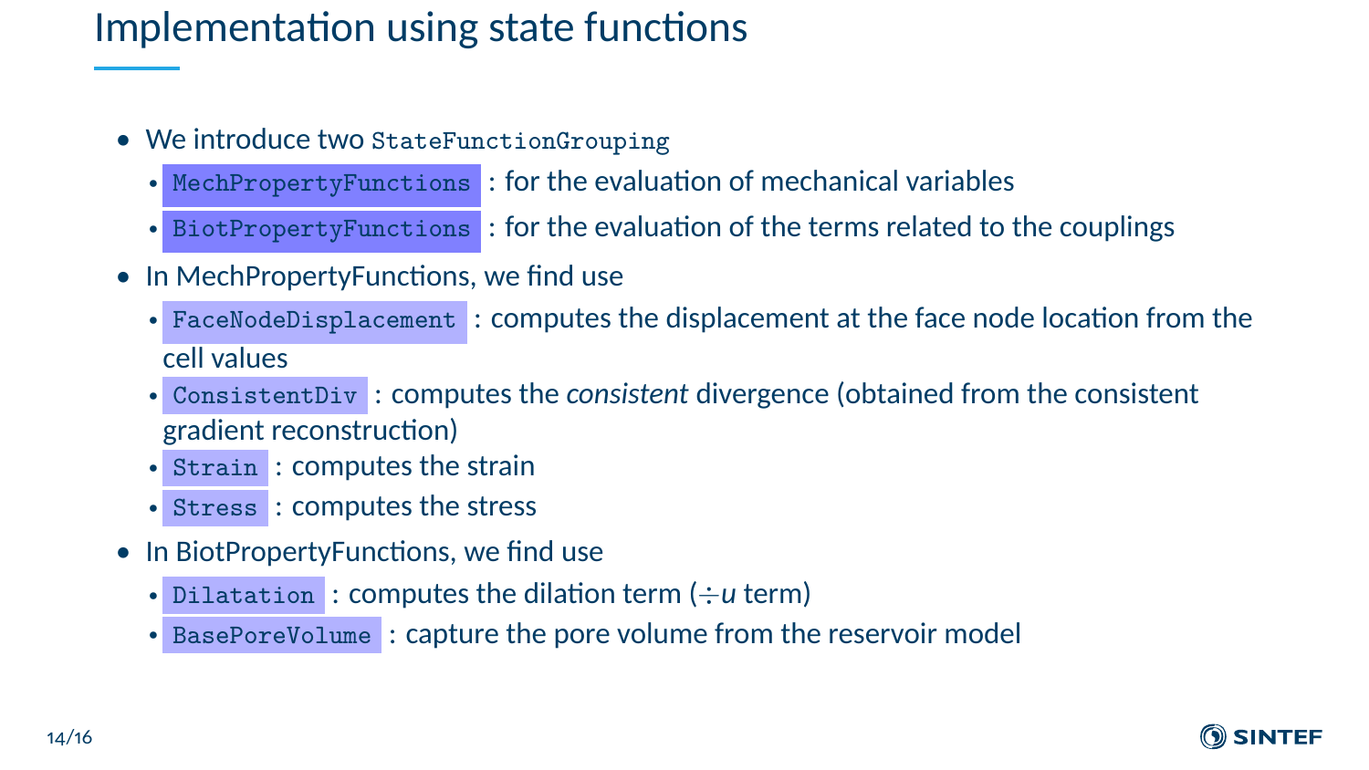# Implementation using state functions

- We introduce two `StateFunctionGrouping`
  - `MechPropertyFunctions` : for the evaluation of mechanical variables
  - `BiotPropertyFunctions` : for the evaluation of the terms related to the couplings
- In MechPropertyFunctions, we find use
  - `FaceNodeDisplacement` : computes the displacement at the face node location from the cell values
  - `ConsistentDiv` : computes the *consistent* divergence (obtained from the consistent gradient reconstruction)
  - `Strain` : computes the strain
  - `Stress` : computes the stress
- In BiotPropertyFunctions, we find use
  - `Dilatation` : computes the dilation term ($\div u$ term)
  - `BasePoreVolume` : capture the pore volume from the reservoir model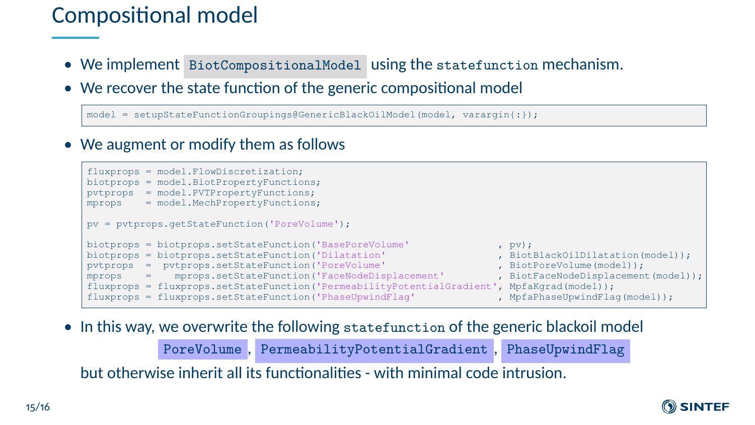# Compositional model

- We implement `BiotCompositionalModel` using the `statefunction` mechanism.
- We recover the state function of the generic compositional model

```
model = setupStateFunctionGroupings@GenericBlackOilModel(model, varargin{:});
```

- We augment or modify them as follows

```
fluxprops = model.FlowDiscretization;
biotprops = model.BiotPropertyFunctions;
pvtprops  = model.PVTPropertyFunctions;
mprops    = model.MechPropertyFunctions;

pv = pvtprops.getStateFunction('PoreVolume');

biotprops = biotprops.setStateFunction('BasePoreVolume'                  , pv);
biotprops = biotprops.setStateFunction('Dilatation'                      , BiotBlackOilDilatation(model));
pvtprops  =  pvtprops.setStateFunction('PoreVolume'                      , BiotPoreVolume(model));
mprops    =    mprops.setStateFunction('FaceNodeDisplacement'            , BiotFaceNodeDisplacement(model));
fluxprops = fluxprops.setStateFunction('PermeabilityPotentialGradient', MpfaKgrad(model));
fluxprops = fluxprops.setStateFunction('PhaseUpwindFlag'                 , MpfaPhaseUpwindFlag(model));
```

- In this way, we overwrite the following `statefunction` of the generic blackoil model

  `PoreVolume`, `PermeabilityPotentialGradient`, `PhaseUpwindFlag`

  but otherwise inherit all its functionalities - with minimal code intrusion.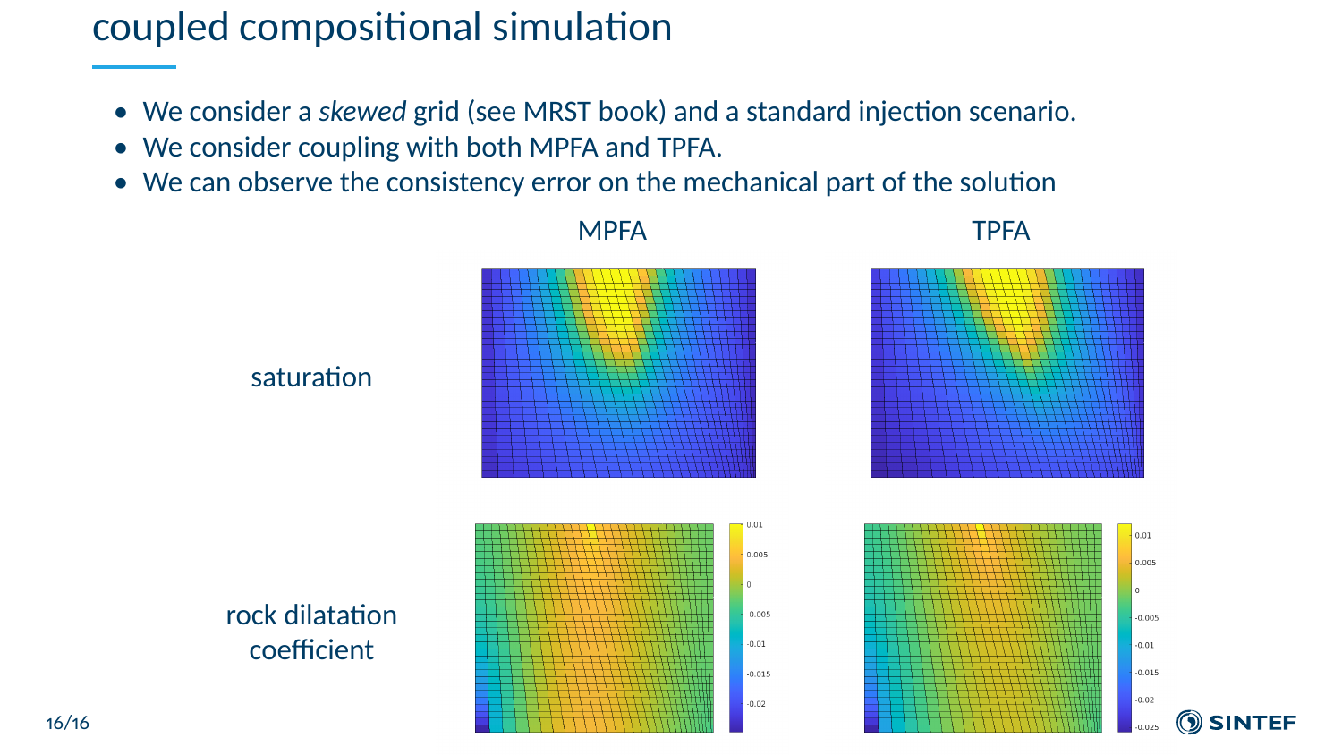# coupled compositional simulation

- We consider a *skewed* grid (see MRST book) and a standard injection scenario.
- We consider coupling with both MPFA and TPFA.
- We can observe the consistency error on the mechanical part of the solution

MPFA

TPFA

saturation

rock dilatation coefficient

0.01
0.005
0
-0.005
-0.01
-0.015
-0.02

0.01
0.005
0
-0.005
-0.01
-0.015
-0.02
-0.025